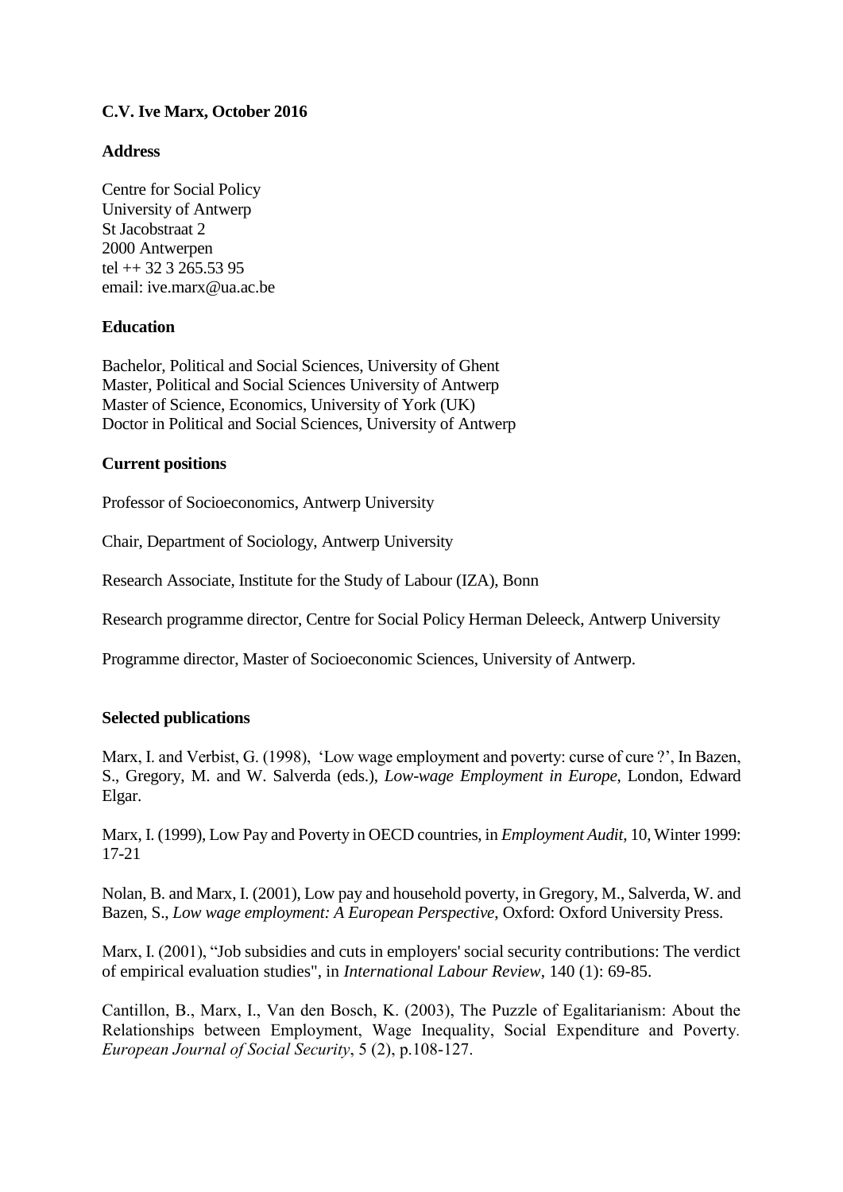**C.V. Ive Marx, October 2016**

**Address**

Centre for Social Policy
University of Antwerp
St Jacobstraat 2
2000 Antwerpen
tel ++ 32 3 265.53 95
email: ive.marx@ua.ac.be

**Education**

Bachelor, Political and Social Sciences, University of Ghent
Master, Political and Social Sciences University of Antwerp
Master of Science, Economics, University of York (UK)
Doctor in Political and Social Sciences, University of Antwerp

**Current positions**

Professor of Socioeconomics, Antwerp University

Chair, Department of Sociology, Antwerp University

Research Associate, Institute for the Study of Labour (IZA), Bonn

Research programme director, Centre for Social Policy Herman Deleeck, Antwerp University

Programme director, Master of Socioeconomic Sciences, University of Antwerp.

**Selected publications**

Marx, I. and Verbist, G. (1998), 'Low wage employment and poverty: curse of cure ?', In Bazen, S., Gregory, M. and W. Salverda (eds.), *Low-wage Employment in Europe*, London, Edward Elgar.

Marx, I. (1999), Low Pay and Poverty in OECD countries, in *Employment Audit*, 10, Winter 1999: 17-21

Nolan, B. and Marx, I. (2001), Low pay and household poverty, in Gregory, M., Salverda, W. and Bazen, S., *Low wage employment: A European Perspective*, Oxford: Oxford University Press.

Marx, I. (2001), "Job subsidies and cuts in employers' social security contributions: The verdict of empirical evaluation studies", in *International Labour Review*, 140 (1): 69-85.

Cantillon, B., Marx, I., Van den Bosch, K. (2003), The Puzzle of Egalitarianism: About the Relationships between Employment, Wage Inequality, Social Expenditure and Poverty. *European Journal of Social Security*, 5 (2), p.108-127.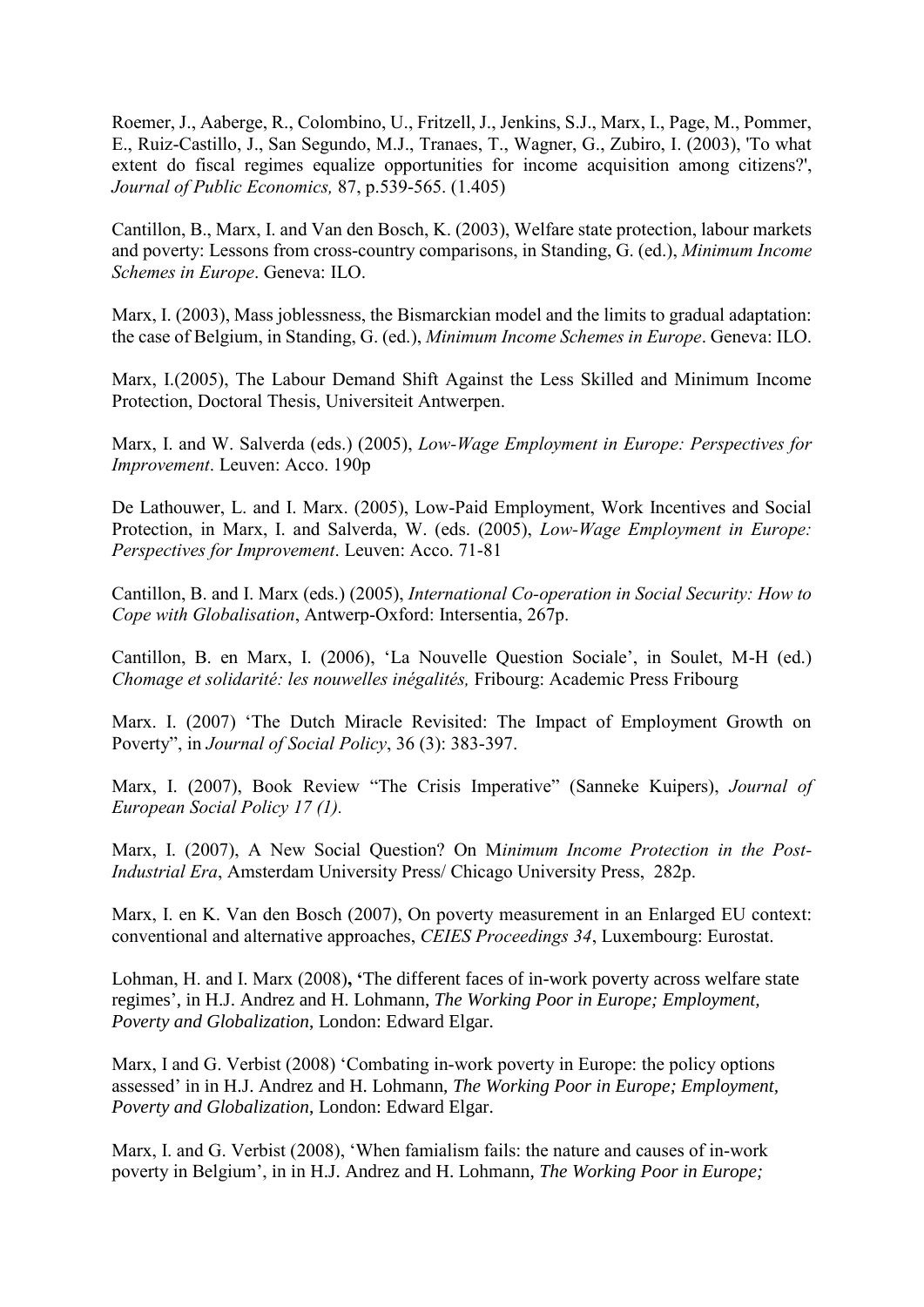Roemer, J., Aaberge, R., Colombino, U., Fritzell, J., Jenkins, S.J., Marx, I., Page, M., Pommer, E., Ruiz-Castillo, J., San Segundo, M.J., Tranaes, T., Wagner, G., Zubiro, I. (2003), 'To what extent do fiscal regimes equalize opportunities for income acquisition among citizens?', *Journal of Public Economics,* 87, p.539-565. (1.405)

Cantillon, B., Marx, I. and Van den Bosch, K. (2003), Welfare state protection, labour markets and poverty: Lessons from cross-country comparisons, in Standing, G. (ed.), *Minimum Income Schemes in Europe*. Geneva: ILO.

Marx, I. (2003), Mass joblessness, the Bismarckian model and the limits to gradual adaptation: the case of Belgium, in Standing, G. (ed.), *Minimum Income Schemes in Europe*. Geneva: ILO.

Marx, I.(2005), The Labour Demand Shift Against the Less Skilled and Minimum Income Protection, Doctoral Thesis, Universiteit Antwerpen.

Marx, I. and W. Salverda (eds.) (2005), *Low-Wage Employment in Europe: Perspectives for Improvement*. Leuven: Acco. 190p

De Lathouwer, L. and I. Marx. (2005), Low-Paid Employment, Work Incentives and Social Protection, in Marx, I. and Salverda, W. (eds. (2005), *Low-Wage Employment in Europe: Perspectives for Improvement*. Leuven: Acco. 71-81

Cantillon, B. and I. Marx (eds.) (2005), *International Co-operation in Social Security: How to Cope with Globalisation*, Antwerp-Oxford: Intersentia, 267p.

Cantillon, B. en Marx, I. (2006), 'La Nouvelle Question Sociale', in Soulet, M-H (ed.) *Chomage et solidarité: les nouwelles inégalités,* Fribourg: Academic Press Fribourg

Marx. I. (2007) 'The Dutch Miracle Revisited: The Impact of Employment Growth on Poverty", in *Journal of Social Policy*, 36 (3): 383-397.

Marx, I. (2007), Book Review "The Crisis Imperative" (Sanneke Kuipers), *Journal of European Social Policy 17 (1).*

Marx, I. (2007), A New Social Question? On M*inimum Income Protection in the Post-Industrial Era*, Amsterdam University Press/ Chicago University Press, 282p.

Marx, I. en K. Van den Bosch (2007), On poverty measurement in an Enlarged EU context: conventional and alternative approaches, *CEIES Proceedings 34*, Luxembourg: Eurostat.

Lohman, H. and I. Marx (2008)**, '**The different faces of in-work poverty across welfare state regimes', in H.J. Andrez and H. Lohmann, *The Working Poor in Europe; Employment, Poverty and Globalization*, London: Edward Elgar.

Marx, I and G. Verbist (2008) 'Combating in-work poverty in Europe: the policy options assessed' in in H.J. Andrez and H. Lohmann, *The Working Poor in Europe; Employment, Poverty and Globalization*, London: Edward Elgar.

Marx, I. and G. Verbist (2008), 'When famialism fails: the nature and causes of in-work poverty in Belgium', in in H.J. Andrez and H. Lohmann, *The Working Poor in Europe;*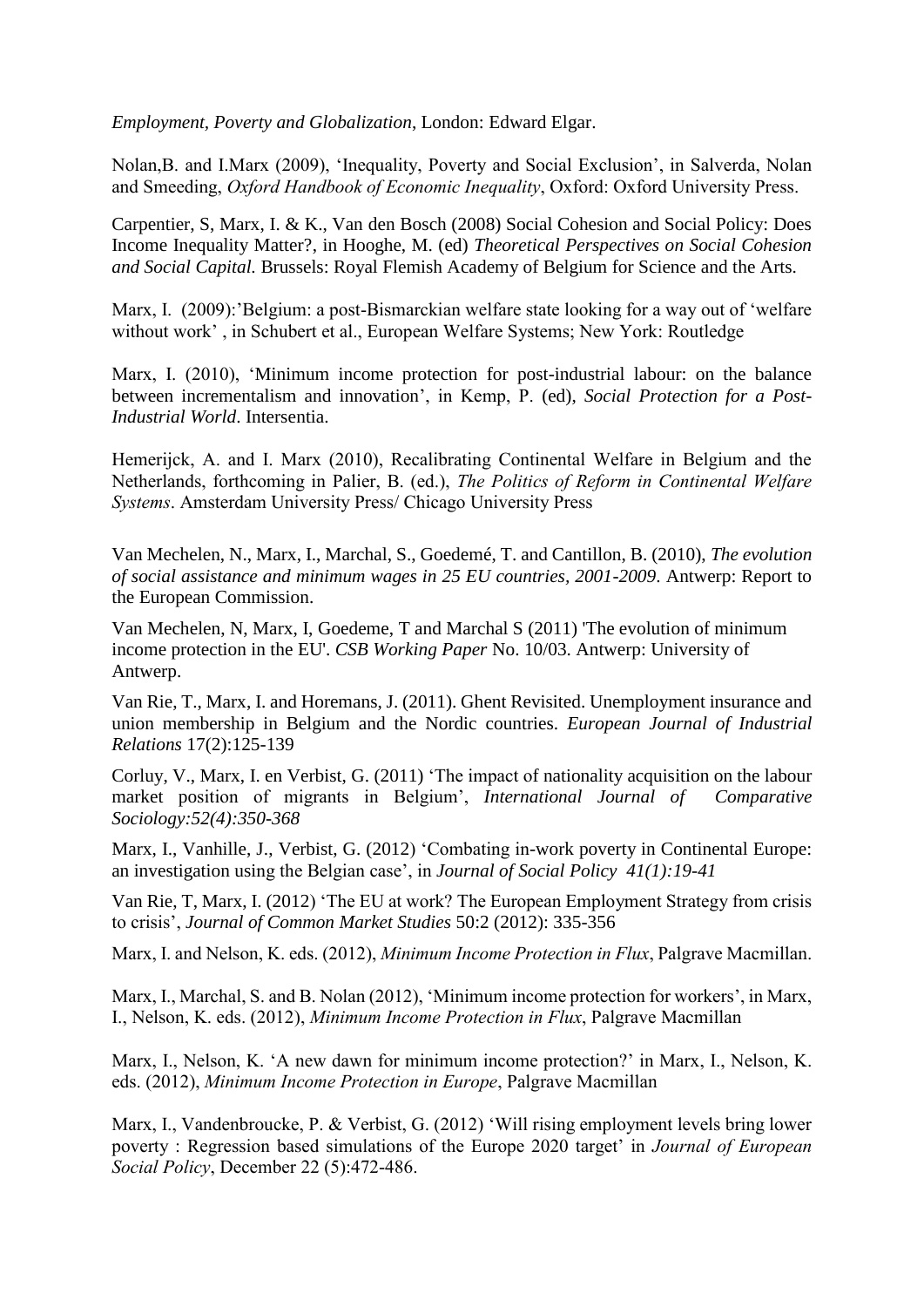*Employment, Poverty and Globalization*, London: Edward Elgar.

Nolan,B. and I.Marx (2009), 'Inequality, Poverty and Social Exclusion', in Salverda, Nolan and Smeeding, *Oxford Handbook of Economic Inequality*, Oxford: Oxford University Press.

Carpentier, S, Marx, I. & K., Van den Bosch (2008) Social Cohesion and Social Policy: Does Income Inequality Matter?, in Hooghe, M. (ed) *Theoretical Perspectives on Social Cohesion and Social Capital.* Brussels: Royal Flemish Academy of Belgium for Science and the Arts.

Marx, I. (2009):'Belgium: a post-Bismarckian welfare state looking for a way out of 'welfare without work' , in Schubert et al., European Welfare Systems; New York: Routledge

Marx, I. (2010), 'Minimum income protection for post-industrial labour: on the balance between incrementalism and innovation', in Kemp, P. (ed), *Social Protection for a Post-Industrial World*. Intersentia.

Hemerijck, A. and I. Marx (2010), Recalibrating Continental Welfare in Belgium and the Netherlands, forthcoming in Palier, B. (ed.), *The Politics of Reform in Continental Welfare Systems*. Amsterdam University Press/ Chicago University Press

Van Mechelen, N., Marx, I., Marchal, S., Goedemé, T. and Cantillon, B. (2010), *The evolution of social assistance and minimum wages in 25 EU countries, 2001-2009*. Antwerp: Report to the European Commission.

Van Mechelen, N, Marx, I, Goedeme, T and Marchal S (2011) 'The evolution of minimum income protection in the EU'. *CSB Working Paper* No. 10/03. Antwerp: University of Antwerp.

Van Rie, T., Marx, I. and Horemans, J. (2011). Ghent Revisited. Unemployment insurance and union membership in Belgium and the Nordic countries. *European Journal of Industrial Relations* 17(2):125-139

Corluy, V., Marx, I. en Verbist, G. (2011) 'The impact of nationality acquisition on the labour market position of migrants in Belgium', *International Journal of Comparative Sociology:52(4):350-368*

Marx, I., Vanhille, J., Verbist, G. (2012) 'Combating in-work poverty in Continental Europe: an investigation using the Belgian case', in *Journal of Social Policy 41(1):19-41*

Van Rie, T, Marx, I. (2012) 'The EU at work? The European Employment Strategy from crisis to crisis', *Journal of Common Market Studies* 50:2 (2012): 335-356

Marx, I. and Nelson, K. eds. (2012), *Minimum Income Protection in Flux*, Palgrave Macmillan.

Marx, I., Marchal, S. and B. Nolan (2012), 'Minimum income protection for workers', in Marx, I., Nelson, K. eds. (2012), *Minimum Income Protection in Flux*, Palgrave Macmillan

Marx, I., Nelson, K. 'A new dawn for minimum income protection?' in Marx, I., Nelson, K. eds. (2012), *Minimum Income Protection in Europe*, Palgrave Macmillan

Marx, I., Vandenbroucke, P. & Verbist, G. (2012) 'Will rising employment levels bring lower poverty : Regression based simulations of the Europe 2020 target' in *Journal of European Social Policy*, December 22 (5):472-486.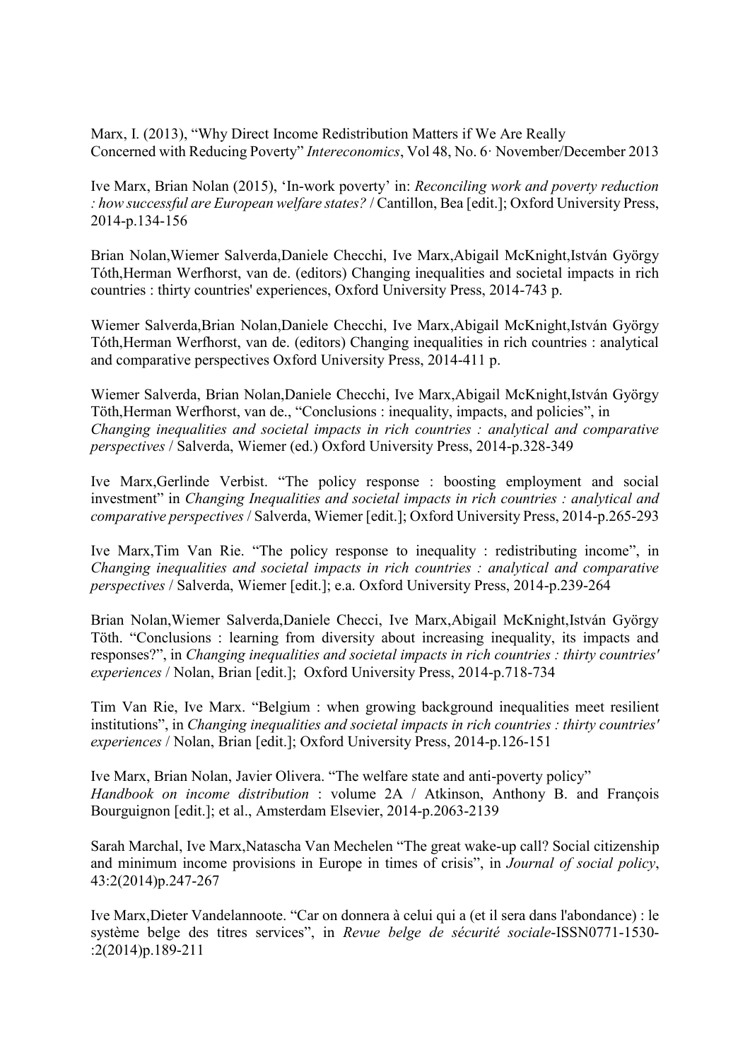Marx, I. (2013), "Why Direct Income Redistribution Matters if We Are Really Concerned with Reducing Poverty" *Intereconomics*, Vol 48, No. 6· November/December 2013

Ive Marx, Brian Nolan (2015), 'In-work poverty' in: *Reconciling work and poverty reduction : how successful are European welfare states?* / Cantillon, Bea [edit.]; Oxford University Press, 2014-p.134-156

Brian Nolan,Wiemer Salverda,Daniele Checchi, Ive Marx,Abigail McKnight,István György Tóth,Herman Werfhorst, van de. (editors) Changing inequalities and societal impacts in rich countries : thirty countries' experiences, Oxford University Press, 2014-743 p.

Wiemer Salverda,Brian Nolan,Daniele Checchi, Ive Marx,Abigail McKnight,István György Tóth,Herman Werfhorst, van de. (editors) Changing inequalities in rich countries : analytical and comparative perspectives Oxford University Press, 2014-411 p.

Wiemer Salverda, Brian Nolan,Daniele Checchi, Ive Marx,Abigail McKnight,István György Töth,Herman Werfhorst, van de., "Conclusions : inequality, impacts, and policies", in *Changing inequalities and societal impacts in rich countries : analytical and comparative perspectives* / Salverda, Wiemer (ed.) Oxford University Press, 2014-p.328-349

Ive Marx,Gerlinde Verbist. "The policy response : boosting employment and social investment" in *Changing Inequalities and societal impacts in rich countries : analytical and comparative perspectives* / Salverda, Wiemer [edit.]; Oxford University Press, 2014-p.265-293

Ive Marx,Tim Van Rie. "The policy response to inequality : redistributing income", in *Changing inequalities and societal impacts in rich countries : analytical and comparative perspectives* / Salverda, Wiemer [edit.]; e.a. Oxford University Press, 2014-p.239-264

Brian Nolan,Wiemer Salverda,Daniele Checci, Ive Marx,Abigail McKnight,István György Töth. "Conclusions : learning from diversity about increasing inequality, its impacts and responses?", in *Changing inequalities and societal impacts in rich countries : thirty countries' experiences* / Nolan, Brian [edit.]; Oxford University Press, 2014-p.718-734

Tim Van Rie, Ive Marx. "Belgium : when growing background inequalities meet resilient institutions", in *Changing inequalities and societal impacts in rich countries : thirty countries' experiences* / Nolan, Brian [edit.]; Oxford University Press, 2014-p.126-151

Ive Marx, Brian Nolan, Javier Olivera. "The welfare state and anti-poverty policy" *Handbook on income distribution* : volume 2A / Atkinson, Anthony B. and François Bourguignon [edit.]; et al., Amsterdam Elsevier, 2014-p.2063-2139

Sarah Marchal, Ive Marx,Natascha Van Mechelen "The great wake-up call? Social citizenship and minimum income provisions in Europe in times of crisis", in *Journal of social policy*, 43:2(2014)p.247-267

Ive Marx,Dieter Vandelannoote. "Car on donnera à celui qui a (et il sera dans l'abondance) : le système belge des titres services", in *Revue belge de sécurité sociale*-ISSN0771-1530-:2(2014)p.189-211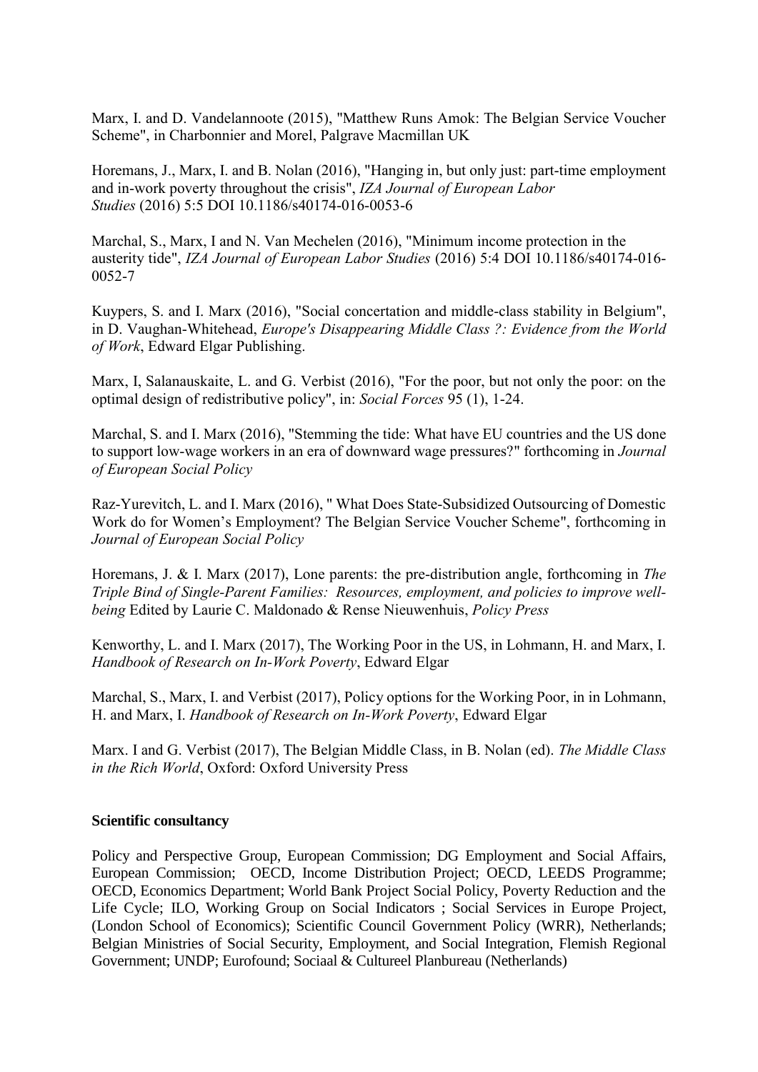Marx, I. and D. Vandelannoote (2015), "Matthew Runs Amok: The Belgian Service Voucher Scheme", in Charbonnier and Morel, Palgrave Macmillan UK

Horemans, J., Marx, I. and B. Nolan (2016), "Hanging in, but only just: part-time employment and in-work poverty throughout the crisis", *IZA Journal of European Labor Studies* (2016) 5:5 DOI 10.1186/s40174-016-0053-6

Marchal, S., Marx, I and N. Van Mechelen (2016), "Minimum income protection in the austerity tide", *IZA Journal of European Labor Studies* (2016) 5:4 DOI 10.1186/s40174-016-0052-7

Kuypers, S. and I. Marx (2016), "Social concertation and middle-class stability in Belgium", in D. Vaughan-Whitehead, *Europe's Disappearing Middle Class ?: Evidence from the World of Work*, Edward Elgar Publishing.

Marx, I, Salanauskaite, L. and G. Verbist (2016), "For the poor, but not only the poor: on the optimal design of redistributive policy", in: *Social Forces* 95 (1), 1-24.

Marchal, S. and I. Marx (2016), "Stemming the tide: What have EU countries and the US done to support low-wage workers in an era of downward wage pressures?" forthcoming in *Journal of European Social Policy*

Raz-Yurevitch, L. and I. Marx (2016), " What Does State-Subsidized Outsourcing of Domestic Work do for Women's Employment? The Belgian Service Voucher Scheme", forthcoming in *Journal of European Social Policy*

Horemans, J. & I. Marx (2017), Lone parents: the pre-distribution angle, forthcoming in *The Triple Bind of Single-Parent Families: Resources, employment, and policies to improve well-being* Edited by Laurie C. Maldonado & Rense Nieuwenhuis, *Policy Press*

Kenworthy, L. and I. Marx (2017), The Working Poor in the US, in Lohmann, H. and Marx, I. *Handbook of Research on In-Work Poverty*, Edward Elgar

Marchal, S., Marx, I. and Verbist (2017), Policy options for the Working Poor, in in Lohmann, H. and Marx, I. *Handbook of Research on In-Work Poverty*, Edward Elgar

Marx. I and G. Verbist (2017), The Belgian Middle Class, in B. Nolan (ed). *The Middle Class in the Rich World*, Oxford: Oxford University Press

**Scientific consultancy**

Policy and Perspective Group, European Commission; DG Employment and Social Affairs, European Commission; OECD, Income Distribution Project; OECD, LEEDS Programme; OECD, Economics Department; World Bank Project Social Policy, Poverty Reduction and the Life Cycle; ILO, Working Group on Social Indicators ; Social Services in Europe Project, (London School of Economics); Scientific Council Government Policy (WRR), Netherlands; Belgian Ministries of Social Security, Employment, and Social Integration, Flemish Regional Government; UNDP; Eurofound; Sociaal & Cultureel Planbureau (Netherlands)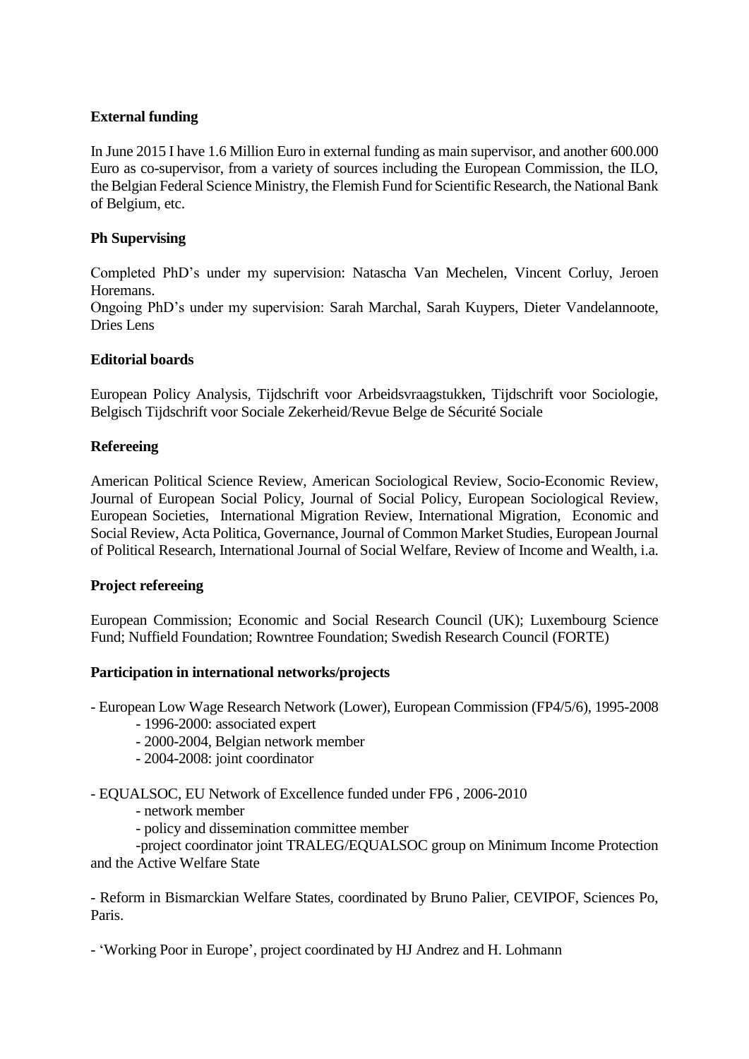**External funding**

In June 2015 I have 1.6 Million Euro in external funding as main supervisor, and another 600.000 Euro as co-supervisor, from a variety of sources including the European Commission, the ILO, the Belgian Federal Science Ministry, the Flemish Fund for Scientific Research, the National Bank of Belgium, etc.

**Ph Supervising**

Completed PhD's under my supervision: Natascha Van Mechelen, Vincent Corluy, Jeroen Horemans.
Ongoing PhD's under my supervision: Sarah Marchal, Sarah Kuypers, Dieter Vandelannoote, Dries Lens

**Editorial boards**

European Policy Analysis, Tijdschrift voor Arbeidsvraagstukken, Tijdschrift voor Sociologie, Belgisch Tijdschrift voor Sociale Zekerheid/Revue Belge de Sécurité Sociale

**Refereeing**

American Political Science Review, American Sociological Review, Socio-Economic Review, Journal of European Social Policy, Journal of Social Policy, European Sociological Review, European Societies, International Migration Review, International Migration, Economic and Social Review, Acta Politica, Governance, Journal of Common Market Studies, European Journal of Political Research, International Journal of Social Welfare, Review of Income and Wealth, i.a.

**Project refereeing**

European Commission; Economic and Social Research Council (UK); Luxembourg Science Fund; Nuffield Foundation; Rowntree Foundation; Swedish Research Council (FORTE)

**Participation in international networks/projects**

- European Low Wage Research Network (Lower), European Commission (FP4/5/6), 1995-2008
    - 1996-2000: associated expert
    - 2000-2004, Belgian network member
    - 2004-2008: joint coordinator

- EQUALSOC, EU Network of Excellence funded under FP6 , 2006-2010
    - network member
    - policy and dissemination committee member
    - project coordinator joint TRALEG/EQUALSOC group on Minimum Income Protection and the Active Welfare State

- Reform in Bismarckian Welfare States, coordinated by Bruno Palier, CEVIPOF, Sciences Po, Paris.

- 'Working Poor in Europe', project coordinated by HJ Andrez and H. Lohmann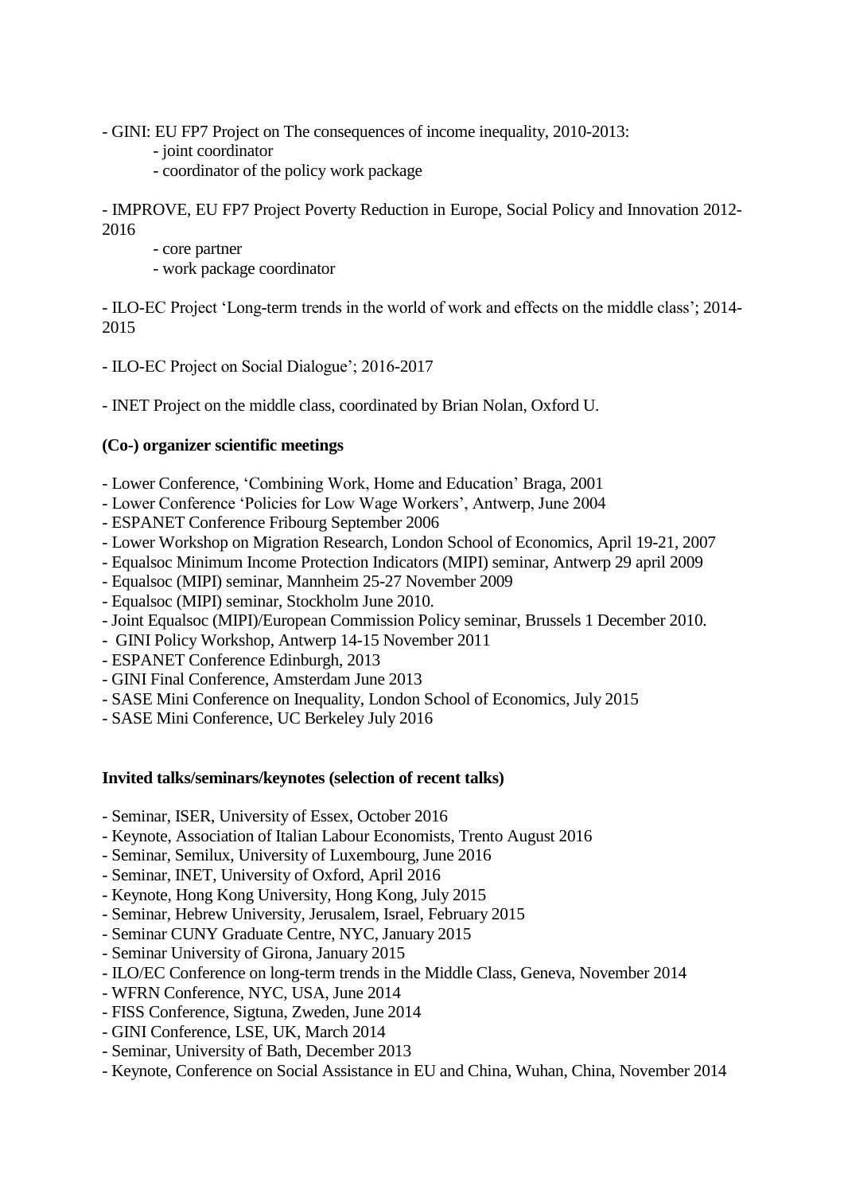- GINI: EU FP7 Project on The consequences of income inequality, 2010-2013:
    - joint coordinator
    - coordinator of the policy work package

- IMPROVE, EU FP7 Project Poverty Reduction in Europe, Social Policy and Innovation 2012-2016
    - core partner
    - work package coordinator

- ILO-EC Project 'Long-term trends in the world of work and effects on the middle class'; 2014-2015

- ILO-EC Project on Social Dialogue'; 2016-2017

- INET Project on the middle class, coordinated by Brian Nolan, Oxford U.

**(Co-) organizer scientific meetings**

- Lower Conference, 'Combining Work, Home and Education' Braga, 2001
- Lower Conference 'Policies for Low Wage Workers', Antwerp, June 2004
- ESPANET Conference Fribourg September 2006
- Lower Workshop on Migration Research, London School of Economics, April 19-21, 2007
- Equalsoc Minimum Income Protection Indicators (MIPI) seminar, Antwerp 29 april 2009
- Equalsoc (MIPI) seminar, Mannheim 25-27 November 2009
- Equalsoc (MIPI) seminar, Stockholm June 2010.
- Joint Equalsoc (MIPI)/European Commission Policy seminar, Brussels 1 December 2010.
- GINI Policy Workshop, Antwerp 14-15 November 2011
- ESPANET Conference Edinburgh, 2013
- GINI Final Conference, Amsterdam June 2013
- SASE Mini Conference on Inequality, London School of Economics, July 2015
- SASE Mini Conference, UC Berkeley July 2016

**Invited talks/seminars/keynotes (selection of recent talks)**

- Seminar, ISER, University of Essex, October 2016
- Keynote, Association of Italian Labour Economists, Trento August 2016
- Seminar, Semilux, University of Luxembourg, June 2016
- Seminar, INET, University of Oxford, April 2016
- Keynote, Hong Kong University, Hong Kong, July 2015
- Seminar, Hebrew University, Jerusalem, Israel, February 2015
- Seminar CUNY Graduate Centre, NYC, January 2015
- Seminar University of Girona, January 2015
- ILO/EC Conference on long-term trends in the Middle Class, Geneva, November 2014
- WFRN Conference, NYC, USA, June 2014
- FISS Conference, Sigtuna, Zweden, June 2014
- GINI Conference, LSE, UK, March 2014
- Seminar, University of Bath, December 2013
- Keynote, Conference on Social Assistance in EU and China, Wuhan, China, November 2014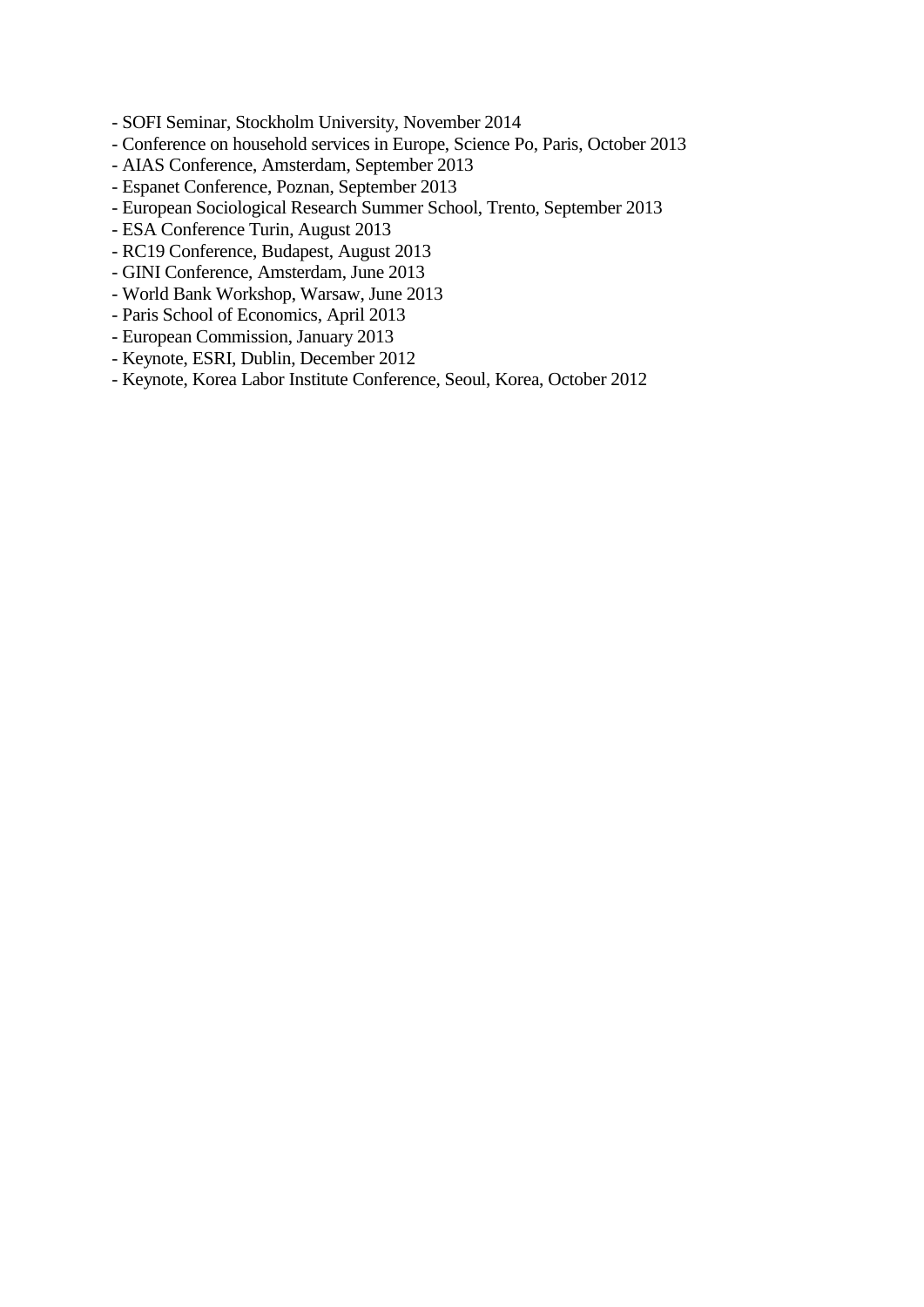- SOFI Seminar, Stockholm University, November 2014
- Conference on household services in Europe, Science Po, Paris, October 2013
- AIAS Conference, Amsterdam, September 2013
- Espanet Conference, Poznan, September 2013
- European Sociological Research Summer School, Trento, September 2013
- ESA Conference Turin, August 2013
- RC19 Conference, Budapest, August 2013
- GINI Conference, Amsterdam, June 2013
- World Bank Workshop, Warsaw, June 2013
- Paris School of Economics, April 2013
- European Commission, January 2013
- Keynote, ESRI, Dublin, December 2012
- Keynote, Korea Labor Institute Conference, Seoul, Korea, October 2012